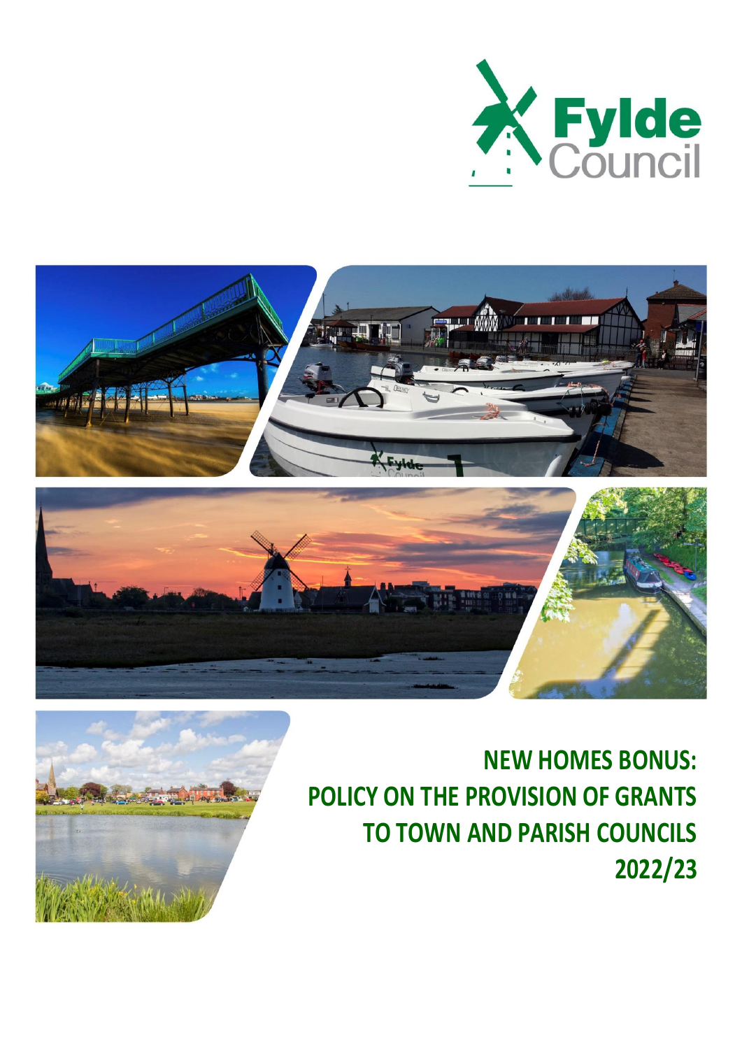Fylde Council

# NEW HOMES BONUS: POLICY ON THE PROVISION OF GRANTS TO TOWN AND PARISH COUNCILS 2022/23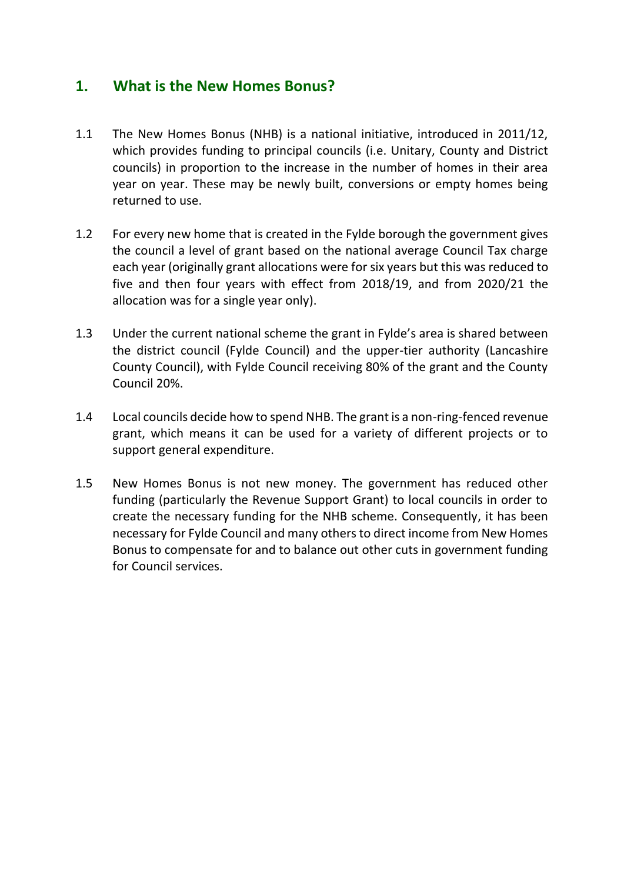## 1. What is the New Homes Bonus?

1.1 The New Homes Bonus (NHB) is a national initiative, introduced in 2011/12, which provides funding to principal councils (i.e. Unitary, County and District councils) in proportion to the increase in the number of homes in their area year on year. These may be newly built, conversions or empty homes being returned to use.

1.2 For every new home that is created in the Fylde borough the government gives the council a level of grant based on the national average Council Tax charge each year (originally grant allocations were for six years but this was reduced to five and then four years with effect from 2018/19, and from 2020/21 the allocation was for a single year only).

1.3 Under the current national scheme the grant in Fylde's area is shared between the district council (Fylde Council) and the upper-tier authority (Lancashire County Council), with Fylde Council receiving 80% of the grant and the County Council 20%.

1.4 Local councils decide how to spend NHB. The grant is a non-ring-fenced revenue grant, which means it can be used for a variety of different projects or to support general expenditure.

1.5 New Homes Bonus is not new money. The government has reduced other funding (particularly the Revenue Support Grant) to local councils in order to create the necessary funding for the NHB scheme. Consequently, it has been necessary for Fylde Council and many others to direct income from New Homes Bonus to compensate for and to balance out other cuts in government funding for Council services.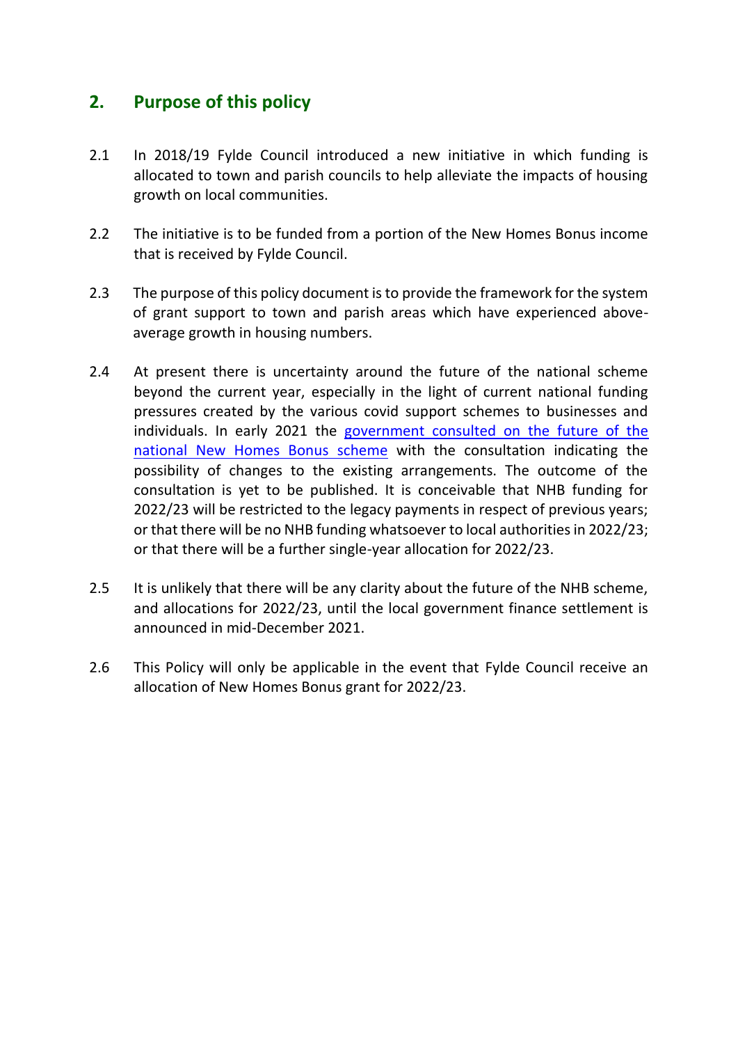## 2. Purpose of this policy

2.1 In 2018/19 Fylde Council introduced a new initiative in which funding is allocated to town and parish councils to help alleviate the impacts of housing growth on local communities.

2.2 The initiative is to be funded from a portion of the New Homes Bonus income that is received by Fylde Council.

2.3 The purpose of this policy document is to provide the framework for the system of grant support to town and parish areas which have experienced above-average growth in housing numbers.

2.4 At present there is uncertainty around the future of the national scheme beyond the current year, especially in the light of current national funding pressures created by the various covid support schemes to businesses and individuals. In early 2021 the government consulted on the future of the national New Homes Bonus scheme with the consultation indicating the possibility of changes to the existing arrangements. The outcome of the consultation is yet to be published. It is conceivable that NHB funding for 2022/23 will be restricted to the legacy payments in respect of previous years; or that there will be no NHB funding whatsoever to local authorities in 2022/23; or that there will be a further single-year allocation for 2022/23.

2.5 It is unlikely that there will be any clarity about the future of the NHB scheme, and allocations for 2022/23, until the local government finance settlement is announced in mid-December 2021.

2.6 This Policy will only be applicable in the event that Fylde Council receive an allocation of New Homes Bonus grant for 2022/23.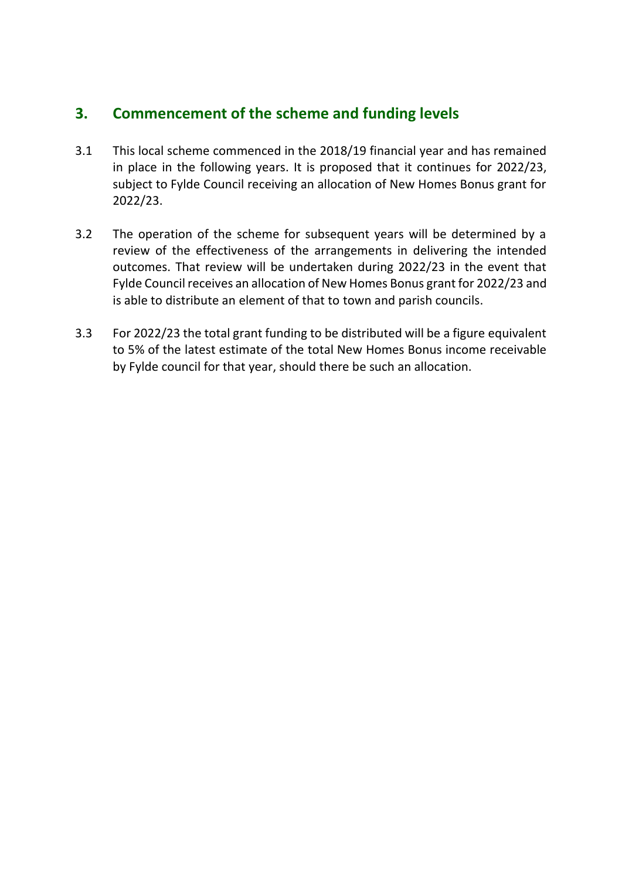## 3. Commencement of the scheme and funding levels

3.1 This local scheme commenced in the 2018/19 financial year and has remained in place in the following years. It is proposed that it continues for 2022/23, subject to Fylde Council receiving an allocation of New Homes Bonus grant for 2022/23.

3.2 The operation of the scheme for subsequent years will be determined by a review of the effectiveness of the arrangements in delivering the intended outcomes. That review will be undertaken during 2022/23 in the event that Fylde Council receives an allocation of New Homes Bonus grant for 2022/23 and is able to distribute an element of that to town and parish councils.

3.3 For 2022/23 the total grant funding to be distributed will be a figure equivalent to 5% of the latest estimate of the total New Homes Bonus income receivable by Fylde council for that year, should there be such an allocation.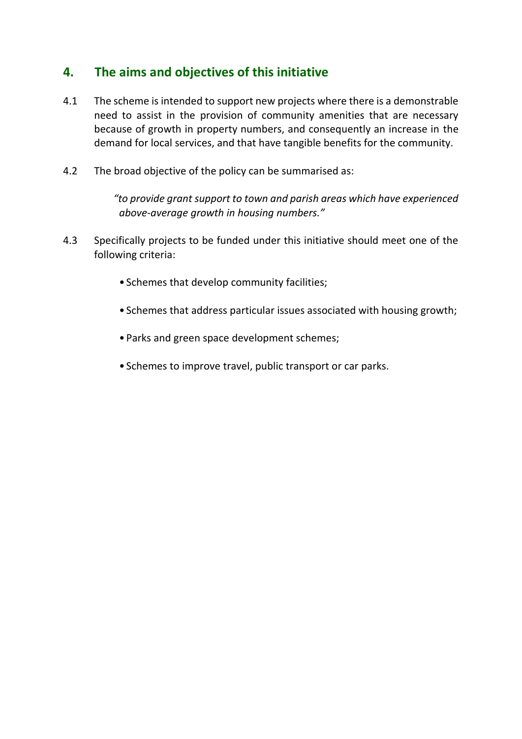## 4. The aims and objectives of this initiative

4.1 The scheme is intended to support new projects where there is a demonstrable need to assist in the provision of community amenities that are necessary because of growth in property numbers, and consequently an increase in the demand for local services, and that have tangible benefits for the community.

4.2 The broad objective of the policy can be summarised as:

> *"to provide grant support to town and parish areas which have experienced above-average growth in housing numbers."*

4.3 Specifically projects to be funded under this initiative should meet one of the following criteria:

- Schemes that develop community facilities;
- Schemes that address particular issues associated with housing growth;
- Parks and green space development schemes;
- Schemes to improve travel, public transport or car parks.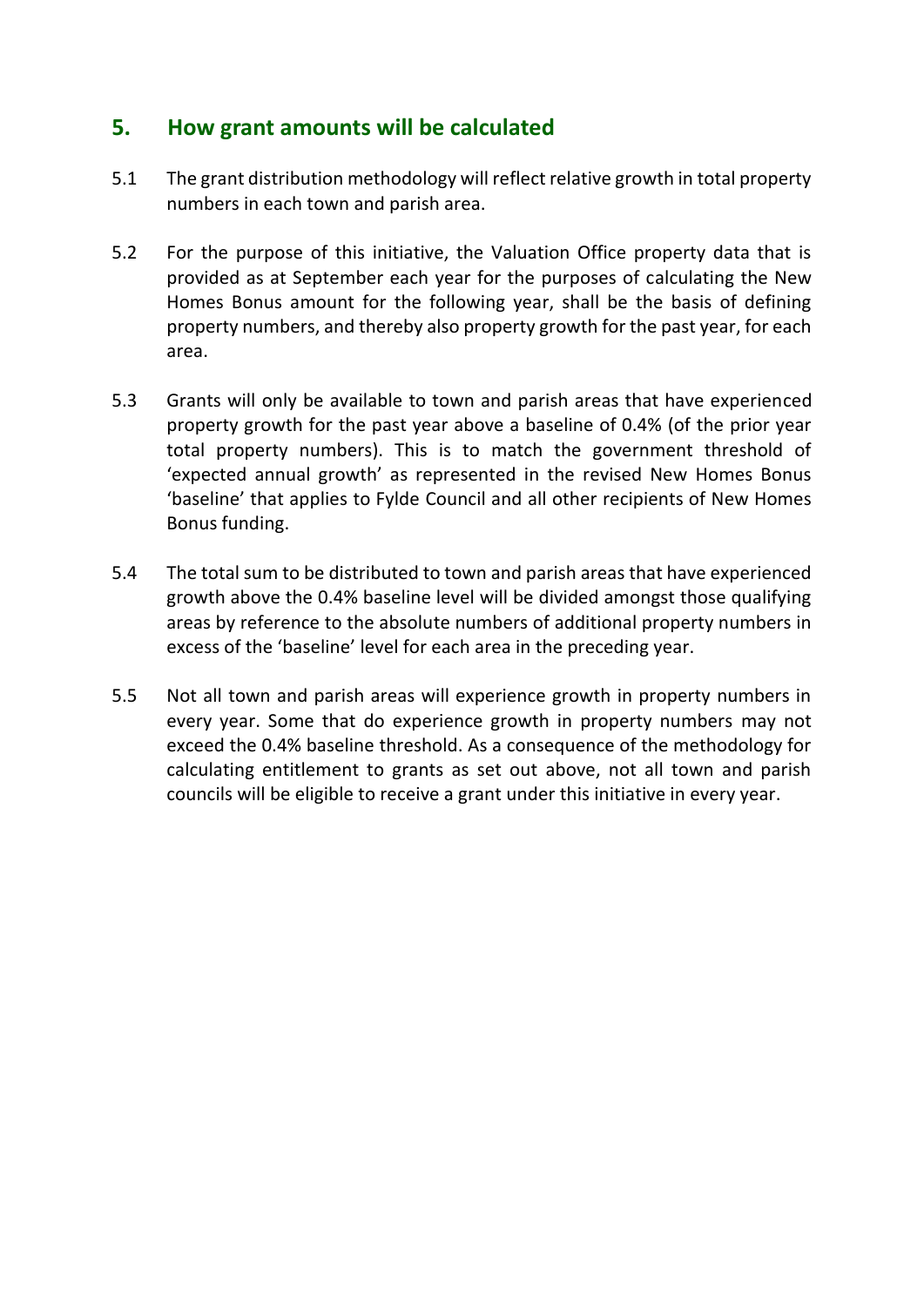## 5. How grant amounts will be calculated

5.1 The grant distribution methodology will reflect relative growth in total property numbers in each town and parish area.

5.2 For the purpose of this initiative, the Valuation Office property data that is provided as at September each year for the purposes of calculating the New Homes Bonus amount for the following year, shall be the basis of defining property numbers, and thereby also property growth for the past year, for each area.

5.3 Grants will only be available to town and parish areas that have experienced property growth for the past year above a baseline of 0.4% (of the prior year total property numbers). This is to match the government threshold of 'expected annual growth' as represented in the revised New Homes Bonus 'baseline' that applies to Fylde Council and all other recipients of New Homes Bonus funding.

5.4 The total sum to be distributed to town and parish areas that have experienced growth above the 0.4% baseline level will be divided amongst those qualifying areas by reference to the absolute numbers of additional property numbers in excess of the 'baseline' level for each area in the preceding year.

5.5 Not all town and parish areas will experience growth in property numbers in every year. Some that do experience growth in property numbers may not exceed the 0.4% baseline threshold. As a consequence of the methodology for calculating entitlement to grants as set out above, not all town and parish councils will be eligible to receive a grant under this initiative in every year.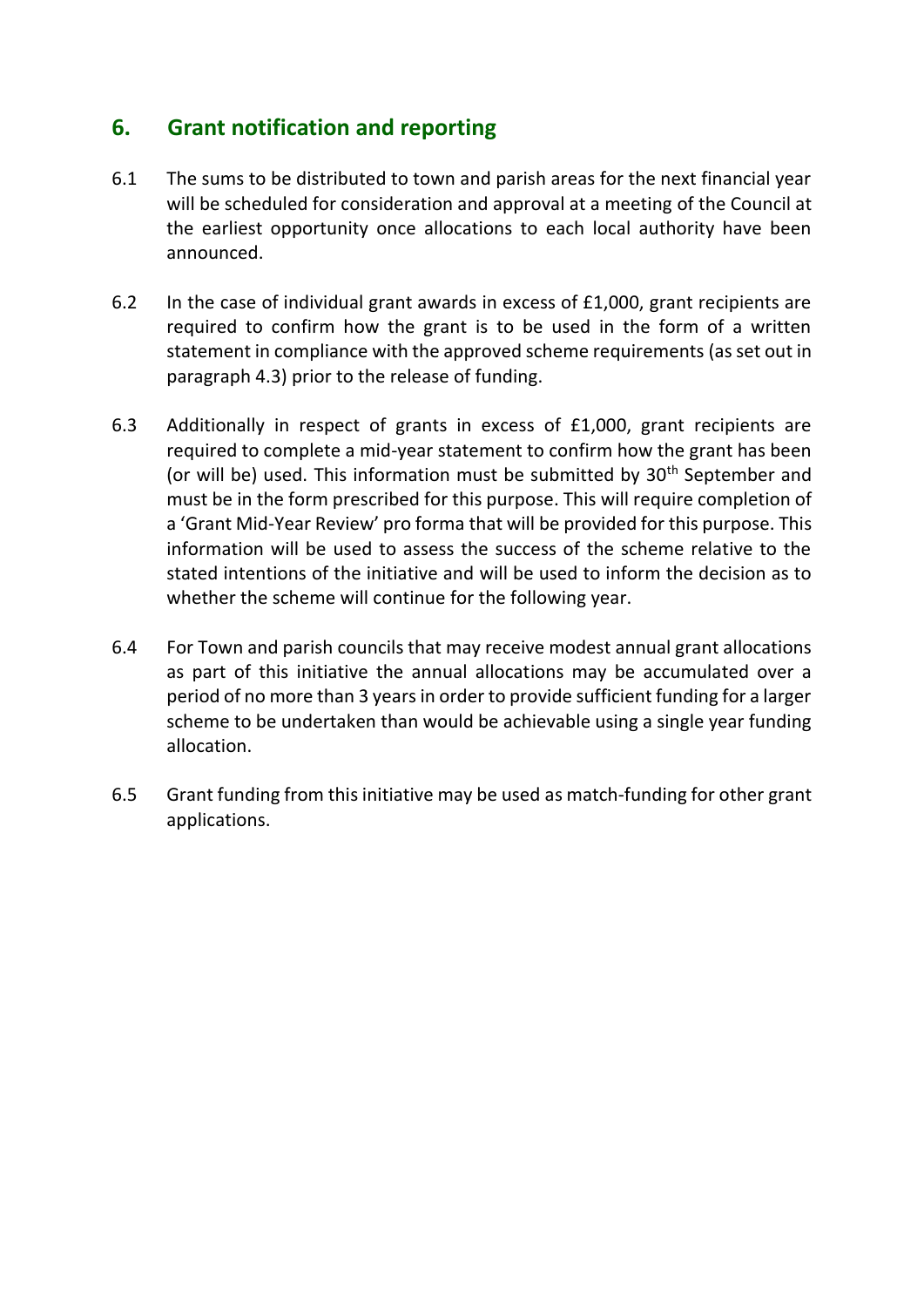## 6. Grant notification and reporting

6.1 The sums to be distributed to town and parish areas for the next financial year will be scheduled for consideration and approval at a meeting of the Council at the earliest opportunity once allocations to each local authority have been announced.

6.2 In the case of individual grant awards in excess of £1,000, grant recipients are required to confirm how the grant is to be used in the form of a written statement in compliance with the approved scheme requirements (as set out in paragraph 4.3) prior to the release of funding.

6.3 Additionally in respect of grants in excess of £1,000, grant recipients are required to complete a mid-year statement to confirm how the grant has been (or will be) used. This information must be submitted by 30th September and must be in the form prescribed for this purpose. This will require completion of a 'Grant Mid-Year Review' pro forma that will be provided for this purpose. This information will be used to assess the success of the scheme relative to the stated intentions of the initiative and will be used to inform the decision as to whether the scheme will continue for the following year.

6.4 For Town and parish councils that may receive modest annual grant allocations as part of this initiative the annual allocations may be accumulated over a period of no more than 3 years in order to provide sufficient funding for a larger scheme to be undertaken than would be achievable using a single year funding allocation.

6.5 Grant funding from this initiative may be used as match-funding for other grant applications.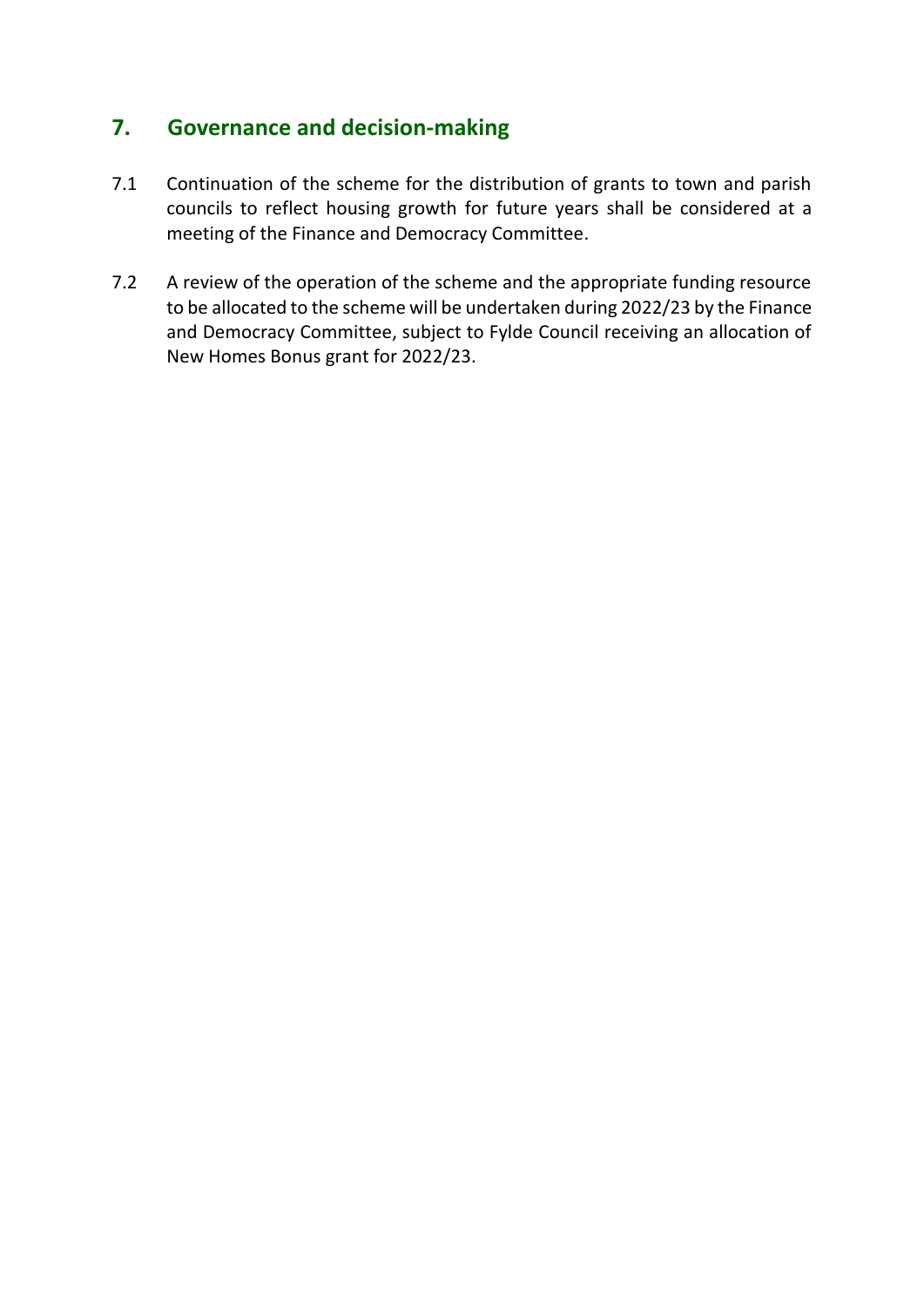## 7. Governance and decision-making

7.1 Continuation of the scheme for the distribution of grants to town and parish councils to reflect housing growth for future years shall be considered at a meeting of the Finance and Democracy Committee.

7.2 A review of the operation of the scheme and the appropriate funding resource to be allocated to the scheme will be undertaken during 2022/23 by the Finance and Democracy Committee, subject to Fylde Council receiving an allocation of New Homes Bonus grant for 2022/23.